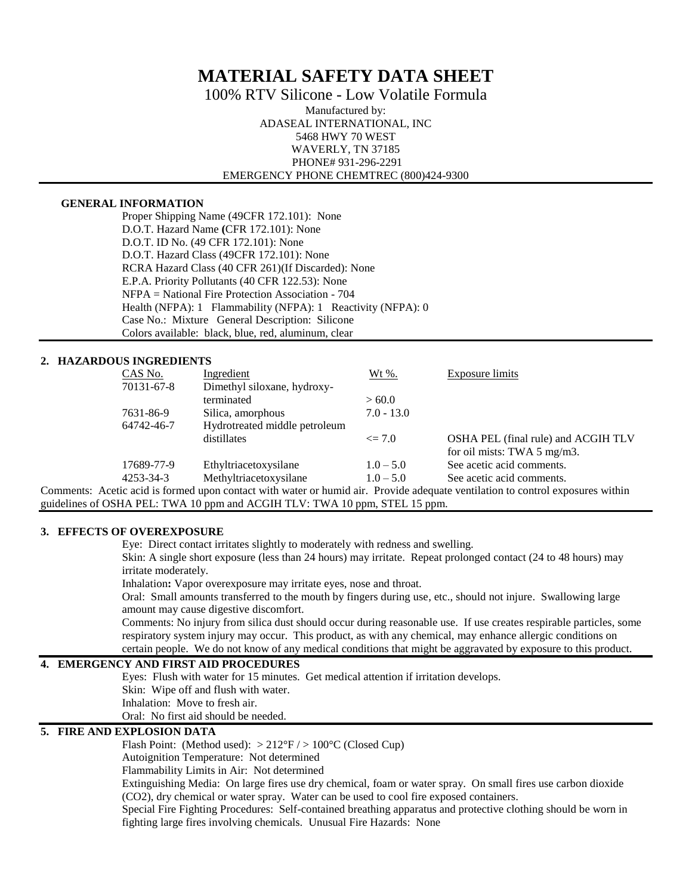# MATERIAL SAFETY DATA SHEET

100% RTV Silicone - Low Volatile Formula

Manufactured by:
ADASEAL INTERNATIONAL, INC
5468 HWY 70 WEST
WAVERLY, TN 37185
PHONE# 931-296-2291
EMERGENCY PHONE CHEMTREC (800)424-9300

## GENERAL INFORMATION

Proper Shipping Name (49CFR 172.101): None
D.O.T. Hazard Name (CFR 172.101): None
D.O.T. ID No. (49 CFR 172.101): None
D.O.T. Hazard Class (49CFR 172.101): None
RCRA Hazard Class (40 CFR 261)(If Discarded): None
E.P.A. Priority Pollutants (40 CFR 122.53): None
NFPA = National Fire Protection Association - 704
Health (NFPA): 1 Flammability (NFPA): 1 Reactivity (NFPA): 0
Case No.: Mixture General Description: Silicone
Colors available: black, blue, red, aluminum, clear

## 2. HAZARDOUS INGREDIENTS

| CAS No. | Ingredient | Wt %. | Exposure limits |
|---|---|---|---|
| 70131-67-8 | Dimethyl siloxane, hydroxy-terminated | > 60.0 | |
| 7631-86-9 | Silica, amorphous | 7.0 - 13.0 | |
| 64742-46-7 | Hydrotreated middle petroleum distillates | <= 7.0 | OSHA PEL (final rule) and ACGIH TLV for oil mists: TWA 5 mg/m3. |
| 17689-77-9 | Ethyltriacetoxysilane | 1.0 – 5.0 | See acetic acid comments. |
| 4253-34-3 | Methyltriacetoxysilane | 1.0 – 5.0 | See acetic acid comments. |

Comments: Acetic acid is formed upon contact with water or humid air. Provide adequate ventilation to control exposures within guidelines of OSHA PEL: TWA 10 ppm and ACGIH TLV: TWA 10 ppm, STEL 15 ppm.

## 3. EFFECTS OF OVEREXPOSURE

Eye: Direct contact irritates slightly to moderately with redness and swelling.

Skin: A single short exposure (less than 24 hours) may irritate. Repeat prolonged contact (24 to 48 hours) may irritate moderately.

Inhalation**:** Vapor overexposure may irritate eyes, nose and throat.

Oral: Small amounts transferred to the mouth by fingers during use, etc., should not injure. Swallowing large amount may cause digestive discomfort.

Comments: No injury from silica dust should occur during reasonable use. If use creates respirable particles, some respiratory system injury may occur. This product, as with any chemical, may enhance allergic conditions on certain people. We do not know of any medical conditions that might be aggravated by exposure to this product.

## 4. EMERGENCY AND FIRST AID PROCEDURES

Eyes: Flush with water for 15 minutes. Get medical attention if irritation develops.
Skin: Wipe off and flush with water.
Inhalation: Move to fresh air.
Oral: No first aid should be needed.

## 5. FIRE AND EXPLOSION DATA

Flash Point: (Method used): > 212°F / > 100°C (Closed Cup)
Autoignition Temperature: Not determined
Flammability Limits in Air: Not determined
Extinguishing Media: On large fires use dry chemical, foam or water spray. On small fires use carbon dioxide ($CO_2$), dry chemical or water spray. Water can be used to cool fire exposed containers.
Special Fire Fighting Procedures: Self-contained breathing apparatus and protective clothing should be worn in fighting large fires involving chemicals. Unusual Fire Hazards: None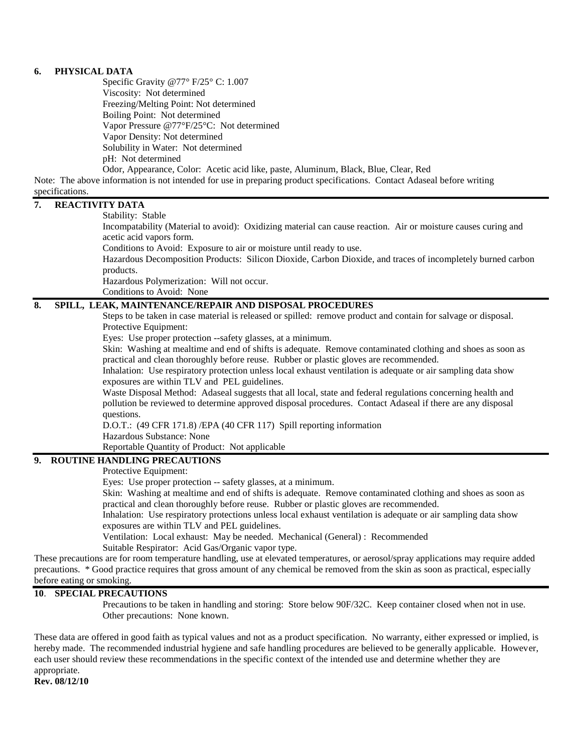## 6. PHYSICAL DATA

Specific Gravity @77° F/25° C: 1.007
Viscosity: Not determined
Freezing/Melting Point: Not determined
Boiling Point: Not determined
Vapor Pressure @77°F/25°C: Not determined
Vapor Density: Not determined
Solubility in Water: Not determined
pH: Not determined
Odor, Appearance, Color: Acetic acid like, paste, Aluminum, Black, Blue, Clear, Red

Note: The above information is not intended for use in preparing product specifications. Contact Adaseal before writing specifications.

## 7. REACTIVITY DATA

Stability: Stable
Incompatability (Material to avoid): Oxidizing material can cause reaction. Air or moisture causes curing and acetic acid vapors form.
Conditions to Avoid: Exposure to air or moisture until ready to use.
Hazardous Decomposition Products: Silicon Dioxide, Carbon Dioxide, and traces of incompletely burned carbon products.
Hazardous Polymerization: Will not occur.
Conditions to Avoid: None

## 8. SPILL, LEAK, MAINTENANCE/REPAIR AND DISPOSAL PROCEDURES

Steps to be taken in case material is released or spilled: remove product and contain for salvage or disposal.
Protective Equipment:
Eyes: Use proper protection --safety glasses, at a minimum.
Skin: Washing at mealtime and end of shifts is adequate. Remove contaminated clothing and shoes as soon as practical and clean thoroughly before reuse. Rubber or plastic gloves are recommended.
Inhalation: Use respiratory protection unless local exhaust ventilation is adequate or air sampling data show exposures are within TLV and PEL guidelines.
Waste Disposal Method: Adaseal suggests that all local, state and federal regulations concerning health and pollution be reviewed to determine approved disposal procedures. Contact Adaseal if there are any disposal questions.
D.O.T.: (49 CFR 171.8) /EPA (40 CFR 117) Spill reporting information
Hazardous Substance: None
Reportable Quantity of Product: Not applicable

## 9. ROUTINE HANDLING PRECAUTIONS

Protective Equipment:
Eyes: Use proper protection -- safety glasses, at a minimum.
Skin: Washing at mealtime and end of shifts is adequate. Remove contaminated clothing and shoes as soon as practical and clean thoroughly before reuse. Rubber or plastic gloves are recommended.
Inhalation: Use respiratory protections unless local exhaust ventilation is adequate or air sampling data show exposures are within TLV and PEL guidelines.
Ventilation: Local exhaust: May be needed. Mechanical (General) : Recommended
Suitable Respirator: Acid Gas/Organic vapor type.

These precautions are for room temperature handling, use at elevated temperatures, or aerosol/spray applications may require added precautions. * Good practice requires that gross amount of any chemical be removed from the skin as soon as practical, especially before eating or smoking.

## 10. SPECIAL PRECAUTIONS

Precautions to be taken in handling and storing: Store below 90F/32C. Keep container closed when not in use.
Other precautions: None known.

These data are offered in good faith as typical values and not as a product specification. No warranty, either expressed or implied, is hereby made. The recommended industrial hygiene and safe handling procedures are believed to be generally applicable. However, each user should review these recommendations in the specific context of the intended use and determine whether they are appropriate.

**Rev. 08/12/10**